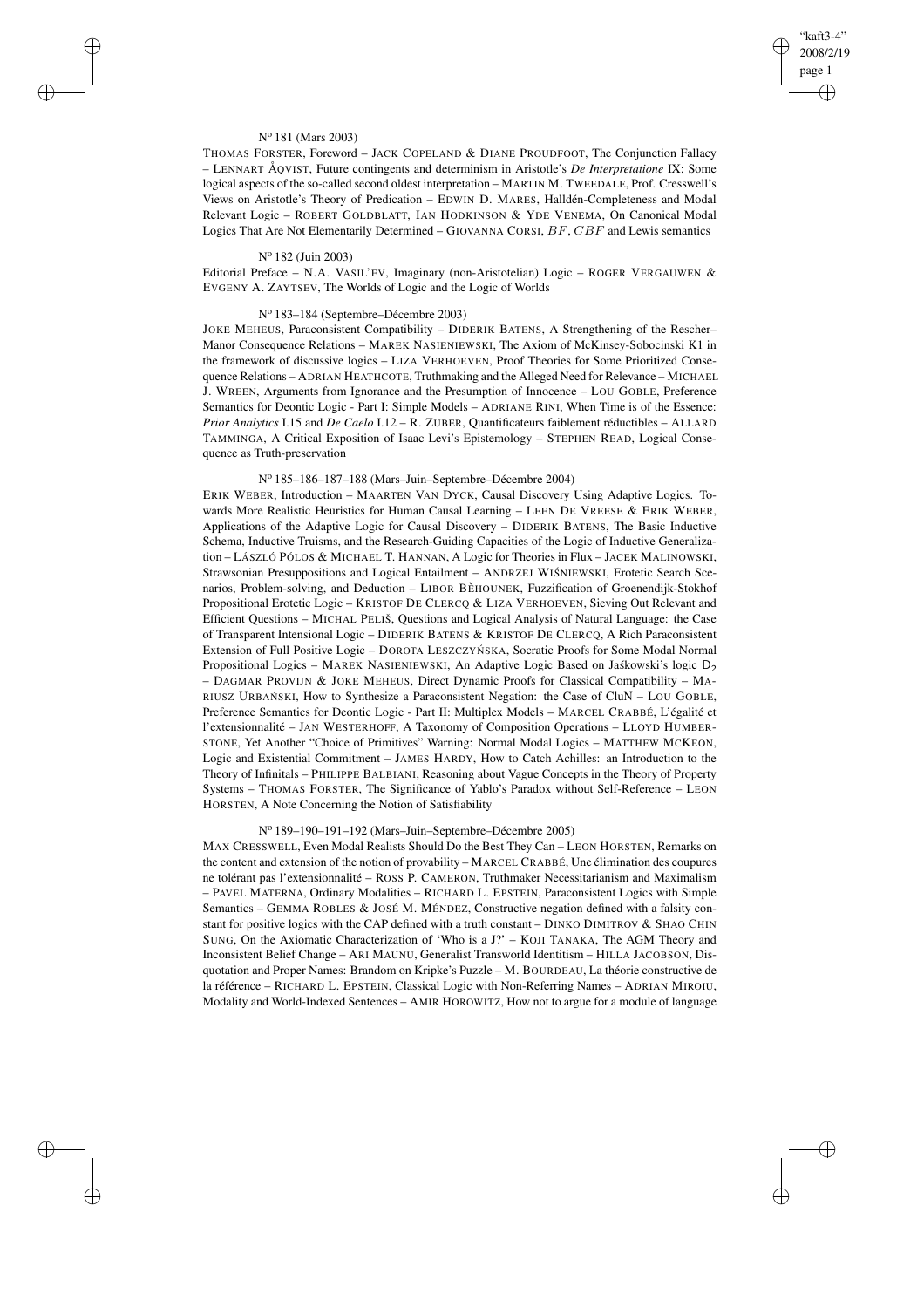N[o] 181 (Mars 2003)

Thomas Forster, Foreword – Jack Copeland & Diane Proudfoot, The Conjunction Fallacy – Lennart Åqvist, Future contingents and determinism in Aristotle's *De Interpretatione* IX: Some logical aspects of the so-called second oldest interpretation – Martin M. Tweedale, Prof. Cresswell's Views on Aristotle's Theory of Predication – Edwin D. Mares, Halldén-Completeness and Modal Relevant Logic – Robert Goldblatt, Ian Hodkinson & Yde Venema, On Canonical Modal Logics That Are Not Elementarily Determined – Giovanna Corsi, $BF$, $CBF$ and Lewis semantics

N[o] 182 (Juin 2003)

Editorial Preface – N.A. Vasil'ev, Imaginary (non-Aristotelian) Logic – Roger Vergauwen & Evgeny A. Zaytsev, The Worlds of Logic and the Logic of Worlds

N[o] 183–184 (Septembre–Décembre 2003)

Joke Meheus, Paraconsistent Compatibility – Diderik Batens, A Strengthening of the Rescher–Manor Consequence Relations – Marek Nasieniewski, The Axiom of McKinsey-Sobocinski K1 in the framework of discussive logics – Liza Verhoeven, Proof Theories for Some Prioritized Consequence Relations – Adrian Heathcote, Truthmaking and the Alleged Need for Relevance – Michael J. Wreen, Arguments from Ignorance and the Presumption of Innocence – Lou Goble, Preference Semantics for Deontic Logic - Part I: Simple Models – Adriane Rini, When Time is of the Essence: *Prior Analytics* I.15 and *De Caelo* I.12 – R. Zuber, Quantificateurs faiblement réductibles – Allard Tamminga, A Critical Exposition of Isaac Levi's Epistemology – Stephen Read, Logical Consequence as Truth-preservation

N[o] 185–186–187–188 (Mars–Juin–Septembre–Décembre 2004)

Erik Weber, Introduction – Maarten Van Dyck, Causal Discovery Using Adaptive Logics. Towards More Realistic Heuristics for Human Causal Learning – Leen De Vreese & Erik Weber, Applications of the Adaptive Logic for Causal Discovery – Diderik Batens, The Basic Inductive Schema, Inductive Truisms, and the Research-Guiding Capacities of the Logic of Inductive Generalization – László Pólos & Michael T. Hannan, A Logic for Theories in Flux – Jacek Malinowski, Strawsonian Presuppositions and Logical Entailment – Andrzej Wiśniewski, Erotetic Search Scenarios, Problem-solving, and Deduction – Libor Běhounek, Fuzzification of Groenendijk-Stokhof Propositional Erotetic Logic – Kristof De Clercq & Liza Verhoeven, Sieving Out Relevant and Efficient Questions – Michal Peliš, Questions and Logical Analysis of Natural Language: the Case of Transparent Intensional Logic – Diderik Batens & Kristof De Clercq, A Rich Paraconsistent Extension of Full Positive Logic – Dorota Leszczyńska, Socratic Proofs for Some Modal Normal Propositional Logics – Marek Nasieniewski, An Adaptive Logic Based on Jaśkowski's logic $D_2$ – Dagmar Provijn & Joke Meheus, Direct Dynamic Proofs for Classical Compatibility – Mariusz Urbański, How to Synthesize a Paraconsistent Negation: the Case of CluN – Lou Goble, Preference Semantics for Deontic Logic - Part II: Multiplex Models – Marcel Crabbé, L'égalité et l'extensionnalité – Jan Westerhoff, A Taxonomy of Composition Operations – Lloyd Humberstone, Yet Another "Choice of Primitives" Warning: Normal Modal Logics – Matthew McKeon, Logic and Existential Commitment – James Hardy, How to Catch Achilles: an Introduction to the Theory of Infinitals – Philippe Balbiani, Reasoning about Vague Concepts in the Theory of Property Systems – Thomas Forster, The Significance of Yablo's Paradox without Self-Reference – Leon Horsten, A Note Concerning the Notion of Satisfiability

N[o] 189–190–191–192 (Mars–Juin–Septembre–Décembre 2005)

Max Cresswell, Even Modal Realists Should Do the Best They Can – Leon Horsten, Remarks on the content and extension of the notion of provability – Marcel Crabbé, Une élimination des coupures ne tolérant pas l'extensionnalité – Ross P. Cameron, Truthmaker Necessitarianism and Maximalism – Pavel Materna, Ordinary Modalities – Richard L. Epstein, Paraconsistent Logics with Simple Semantics – Gemma Robles & José M. Méndez, Constructive negation defined with a falsity constant for positive logics with the CAP defined with a truth constant – Dinko Dimitrov & Shao Chin Sung, On the Axiomatic Characterization of 'Who is a J?' – Koji Tanaka, The AGM Theory and Inconsistent Belief Change – Ari Maunu, Generalist Transworld Identitism – Hilla Jacobson, Disquotation and Proper Names: Brandom on Kripke's Puzzle – M. Bourdeau, La théorie constructive de la référence – Richard L. Epstein, Classical Logic with Non-Referring Names – Adrian Miroiu, Modality and World-Indexed Sentences – Amir Horowitz, How not to argue for a module of language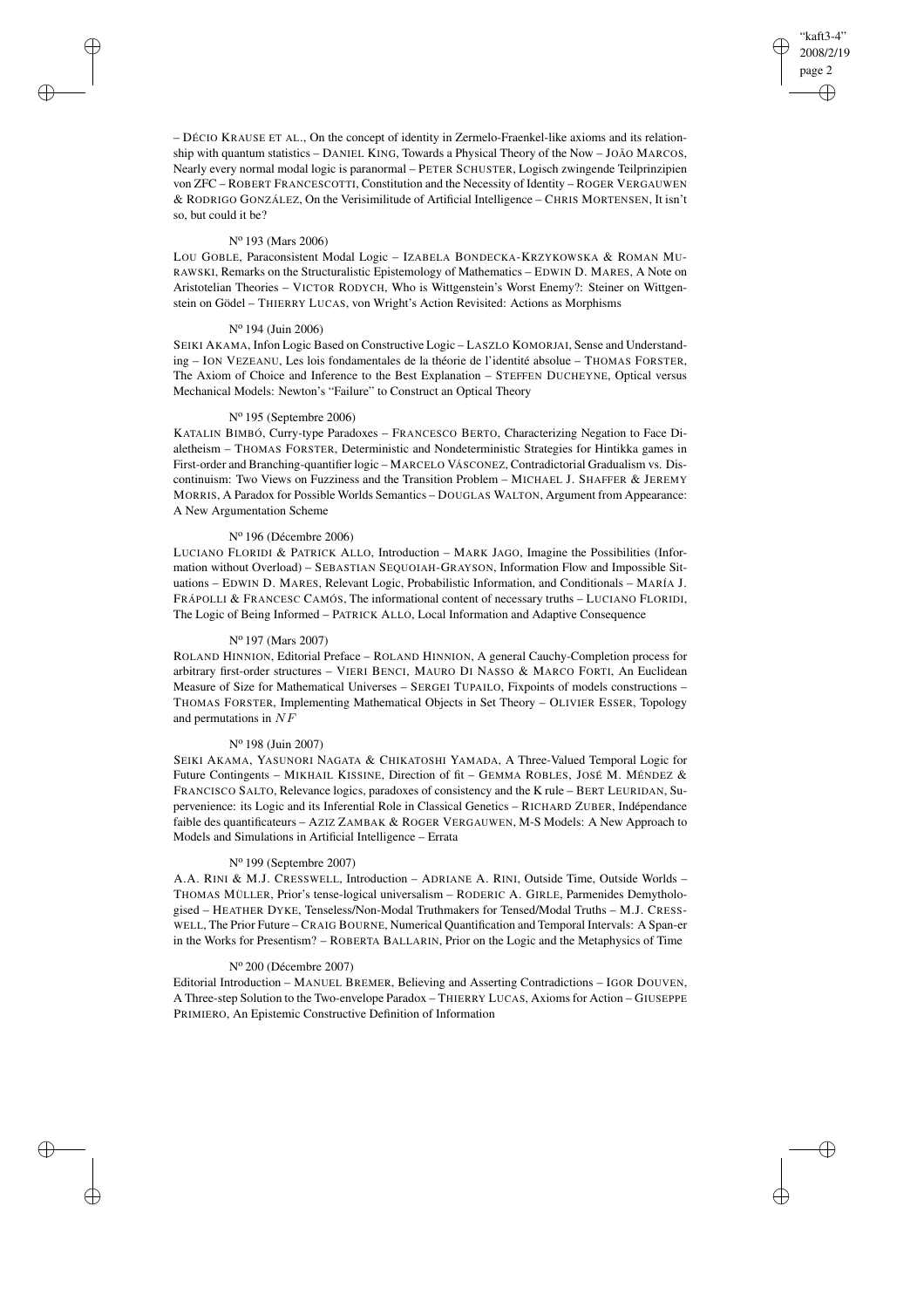– DÉCIO KRAUSE ET AL., On the concept of identity in Zermelo-Fraenkel-like axioms and its relationship with quantum statistics – DANIEL KING, Towards a Physical Theory of the Now – JOÃO MARCOS, Nearly every normal modal logic is paranormal – PETER SCHUSTER, Logisch zwingende Teilprinzipien von ZFC – ROBERT FRANCESCOTTI, Constitution and the Necessity of Identity – ROGER VERGAUWEN & RODRIGO GONZÁLEZ, On the Verisimilitude of Artificial Intelligence – CHRIS MORTENSEN, It isn't so, but could it be?

N° 193 (Mars 2006)

LOU GOBLE, Paraconsistent Modal Logic – IZABELA BONDECKA-KRZYKOWSKA & ROMAN MURAWSKI, Remarks on the Structuralistic Epistemology of Mathematics – EDWIN D. MARES, A Note on Aristotelian Theories – VICTOR RODYCH, Who is Wittgenstein's Worst Enemy?: Steiner on Wittgenstein on Gödel – THIERRY LUCAS, von Wright's Action Revisited: Actions as Morphisms

N° 194 (Juin 2006)

SEIKI AKAMA, Infon Logic Based on Constructive Logic – LASZLO KOMORJAI, Sense and Understanding – ION VEZEANU, Les lois fondamentales de la théorie de l'identité absolue – THOMAS FORSTER, The Axiom of Choice and Inference to the Best Explanation – STEFFEN DUCHEYNE, Optical versus Mechanical Models: Newton's "Failure" to Construct an Optical Theory

N° 195 (Septembre 2006)

KATALIN BIMBÓ, Curry-type Paradoxes – FRANCESCO BERTO, Characterizing Negation to Face Dialetheism – THOMAS FORSTER, Deterministic and Nondeterministic Strategies for Hintikka games in First-order and Branching-quantifier logic – MARCELO VÁSCONEZ, Contradictorial Gradualism vs. Discontinuism: Two Views on Fuzziness and the Transition Problem – MICHAEL J. SHAFFER & JEREMY MORRIS, A Paradox for Possible Worlds Semantics – DOUGLAS WALTON, Argument from Appearance: A New Argumentation Scheme

N° 196 (Décembre 2006)

LUCIANO FLORIDI & PATRICK ALLO, Introduction – MARK JAGO, Imagine the Possibilities (Information without Overload) – SEBASTIAN SEQUOIAH-GRAYSON, Information Flow and Impossible Situations – EDWIN D. MARES, Relevant Logic, Probabilistic Information, and Conditionals – MARÍA J. FRÁPOLLI & FRANCESC CAMÓS, The informational content of necessary truths – LUCIANO FLORIDI, The Logic of Being Informed – PATRICK ALLO, Local Information and Adaptive Consequence

N° 197 (Mars 2007)

ROLAND HINNION, Editorial Preface – ROLAND HINNION, A general Cauchy-Completion process for arbitrary first-order structures – VIERI BENCI, MAURO DI NASSO & MARCO FORTI, An Euclidean Measure of Size for Mathematical Universes – SERGEI TUPAILO, Fixpoints of models constructions – THOMAS FORSTER, Implementing Mathematical Objects in Set Theory – OLIVIER ESSER, Topology and permutations in $NF$

N° 198 (Juin 2007)

SEIKI AKAMA, YASUNORI NAGATA & CHIKATOSHI YAMADA, A Three-Valued Temporal Logic for Future Contingents – MIKHAIL KISSINE, Direction of fit – GEMMA ROBLES, JOSÉ M. MÉNDEZ & FRANCISCO SALTO, Relevance logics, paradoxes of consistency and the K rule – BERT LEURIDAN, Supervenience: its Logic and its Inferential Role in Classical Genetics – RICHARD ZUBER, Indépendance faible des quantificateurs – AZIZ ZAMBAK & ROGER VERGAUWEN, M-S Models: A New Approach to Models and Simulations in Artificial Intelligence – Errata

N° 199 (Septembre 2007)

A.A. RINI & M.J. CRESSWELL, Introduction – ADRIANE A. RINI, Outside Time, Outside Worlds – THOMAS MÜLLER, Prior's tense-logical universalism – RODERIC A. GIRLE, Parmenides Demythologised – HEATHER DYKE, Tenseless/Non-Modal Truthmakers for Tensed/Modal Truths – M.J. CRESSWELL, The Prior Future – CRAIG BOURNE, Numerical Quantification and Temporal Intervals: A Span-er in the Works for Presentism? – ROBERTA BALLARIN, Prior on the Logic and the Metaphysics of Time

N° 200 (Décembre 2007)

Editorial Introduction – MANUEL BREMER, Believing and Asserting Contradictions – IGOR DOUVEN, A Three-step Solution to the Two-envelope Paradox – THIERRY LUCAS, Axioms for Action – GIUSEPPE PRIMIERO, An Epistemic Constructive Definition of Information